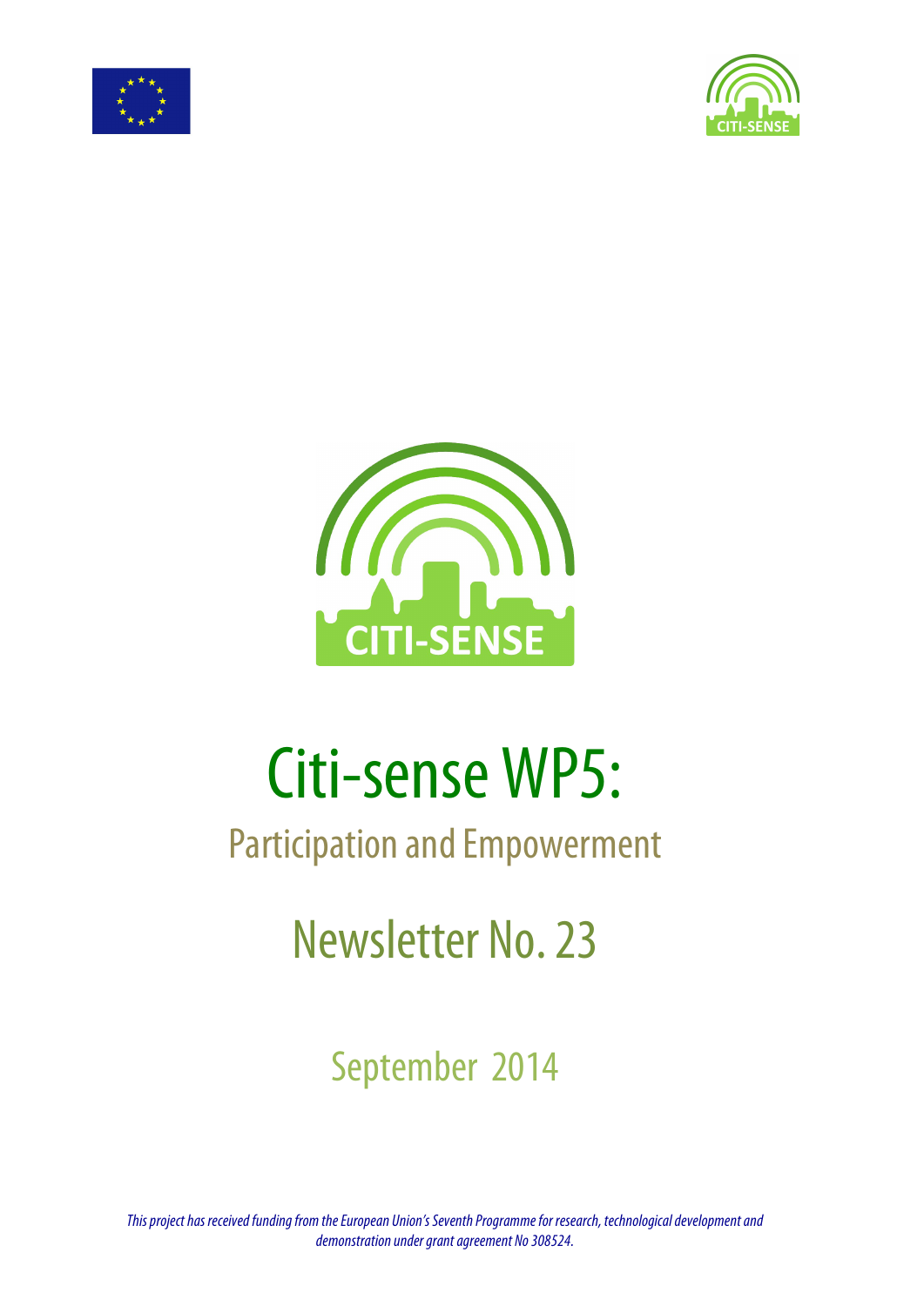# Citi-sense WP5:

## Participation and Empowerment

## Newsletter No. 23

September 2014

*This project has received funding from the European Union's Seventh Programme for research, technological development and demonstration under grant agreement No 308524.*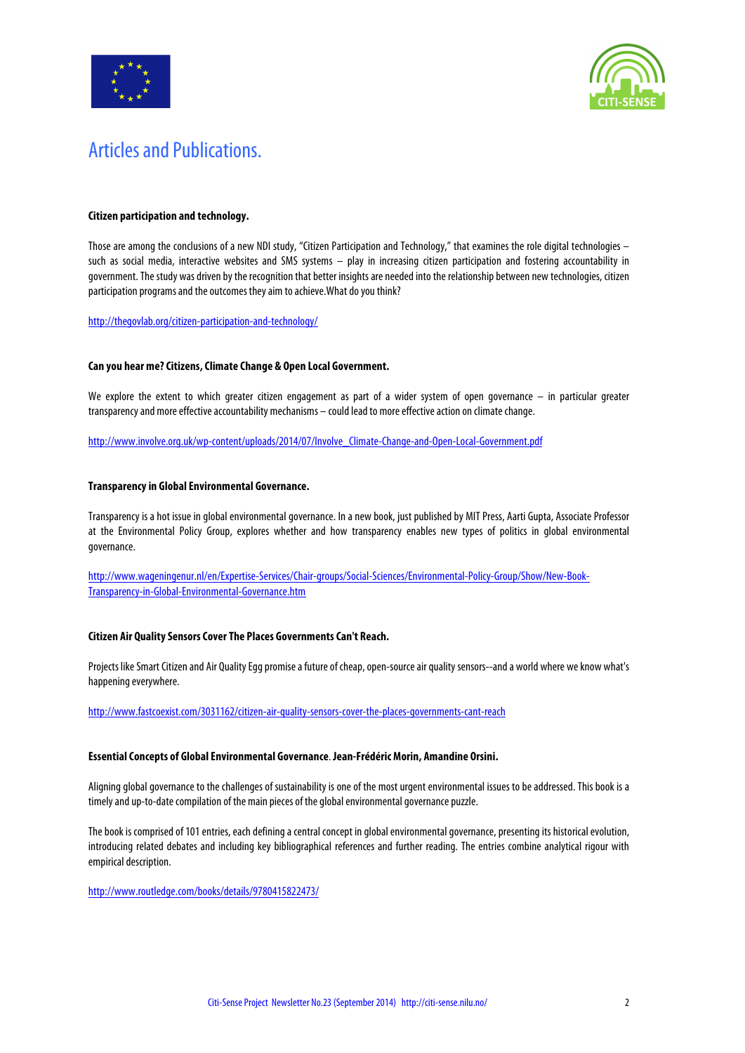# Articles and Publications.

**Citizen participation and technology.**

Those are among the conclusions of a new NDI study, "Citizen Participation and Technology," that examines the role digital technologies – such as social media, interactive websites and SMS systems – play in increasing citizen participation and fostering accountability in government. The study was driven by the recognition that better insights are needed into the relationship between new technologies, citizen participation programs and the outcomes they aim to achieve.What do you think?

http://thegovlab.org/citizen-participation-and-technology/

**Can you hear me? Citizens, Climate Change & Open Local Government.**

We explore the extent to which greater citizen engagement as part of a wider system of open governance – in particular greater transparency and more effective accountability mechanisms – could lead to more effective action on climate change.

http://www.involve.org.uk/wp-content/uploads/2014/07/Involve_Climate-Change-and-Open-Local-Government.pdf

**Transparency in Global Environmental Governance.**

Transparency is a hot issue in global environmental governance. In a new book, just published by MIT Press, Aarti Gupta, Associate Professor at the Environmental Policy Group, explores whether and how transparency enables new types of politics in global environmental governance.

http://www.wageningenur.nl/en/Expertise-Services/Chair-groups/Social-Sciences/Environmental-Policy-Group/Show/New-Book-Transparency-in-Global-Environmental-Governance.htm

**Citizen Air Quality Sensors Cover The Places Governments Can't Reach.**

Projects like Smart Citizen and Air Quality Egg promise a future of cheap, open-source air quality sensors--and a world where we know what's happening everywhere.

http://www.fastcoexist.com/3031162/citizen-air-quality-sensors-cover-the-places-governments-cant-reach

**Essential Concepts of Global Environmental Governance**. **Jean-Frédéric Morin, Amandine Orsini.**

Aligning global governance to the challenges of sustainability is one of the most urgent environmental issues to be addressed. This book is a timely and up-to-date compilation of the main pieces of the global environmental governance puzzle.

The book is comprised of 101 entries, each defining a central concept in global environmental governance, presenting its historical evolution, introducing related debates and including key bibliographical references and further reading. The entries combine analytical rigour with empirical description.

http://www.routledge.com/books/details/9780415822473/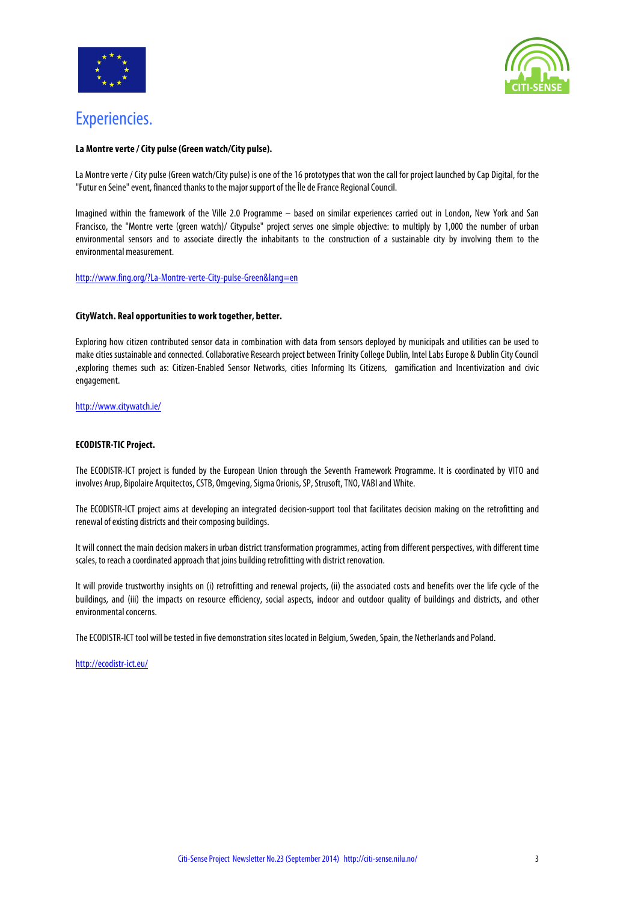# Experiencies.

**La Montre verte / City pulse (Green watch/City pulse).**

La Montre verte / City pulse (Green watch/City pulse) is one of the 16 prototypes that won the call for project launched by Cap Digital, for the "Futur en Seine" event, financed thanks to the major support of the Île de France Regional Council.

Imagined within the framework of the Ville 2.0 Programme – based on similar experiences carried out in London, New York and San Francisco, the "Montre verte (green watch)/ Citypulse" project serves one simple objective: to multiply by 1,000 the number of urban environmental sensors and to associate directly the inhabitants to the construction of a sustainable city by involving them to the environmental measurement.

http://www.fing.org/?La-Montre-verte-City-pulse-Green&lang=en

**CityWatch. Real opportunities to work together, better.**

Exploring how citizen contributed sensor data in combination with data from sensors deployed by municipals and utilities can be used to make cities sustainable and connected. Collaborative Research project between Trinity College Dublin, Intel Labs Europe & Dublin City Council ,exploring themes such as: Citizen-Enabled Sensor Networks, cities Informing Its Citizens, gamification and Incentivization and civic engagement.

http://www.citywatch.ie/

**ECODISTR-TIC Project.**

The ECODISTR-ICT project is funded by the European Union through the Seventh Framework Programme. It is coordinated by VITO and involves Arup, Bipolaire Arquitectos, CSTB, Omgeving, Sigma Orionis, SP, Strusoft, TNO, VABI and White.

The ECODISTR-ICT project aims at developing an integrated decision-support tool that facilitates decision making on the retrofitting and renewal of existing districts and their composing buildings.

It will connect the main decision makers in urban district transformation programmes, acting from different perspectives, with different time scales, to reach a coordinated approach that joins building retrofitting with district renovation.

It will provide trustworthy insights on (i) retrofitting and renewal projects, (ii) the associated costs and benefits over the life cycle of the buildings, and (iii) the impacts on resource efficiency, social aspects, indoor and outdoor quality of buildings and districts, and other environmental concerns.

The ECODISTR-ICT tool will be tested in five demonstration sites located in Belgium, Sweden, Spain, the Netherlands and Poland.

http://ecodistr-ict.eu/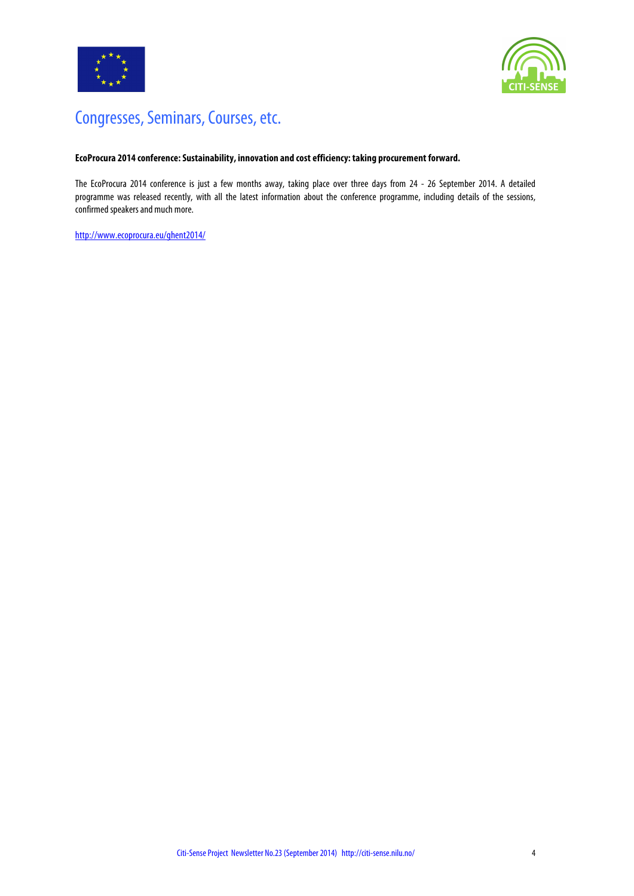# Congresses, Seminars, Courses, etc.

**EcoProcura 2014 conference: Sustainability, innovation and cost efficiency: taking procurement forward.**

The EcoProcura 2014 conference is just a few months away, taking place over three days from 24 - 26 September 2014. A detailed programme was released recently, with all the latest information about the conference programme, including details of the sessions, confirmed speakers and much more.

http://www.ecoprocura.eu/ghent2014/